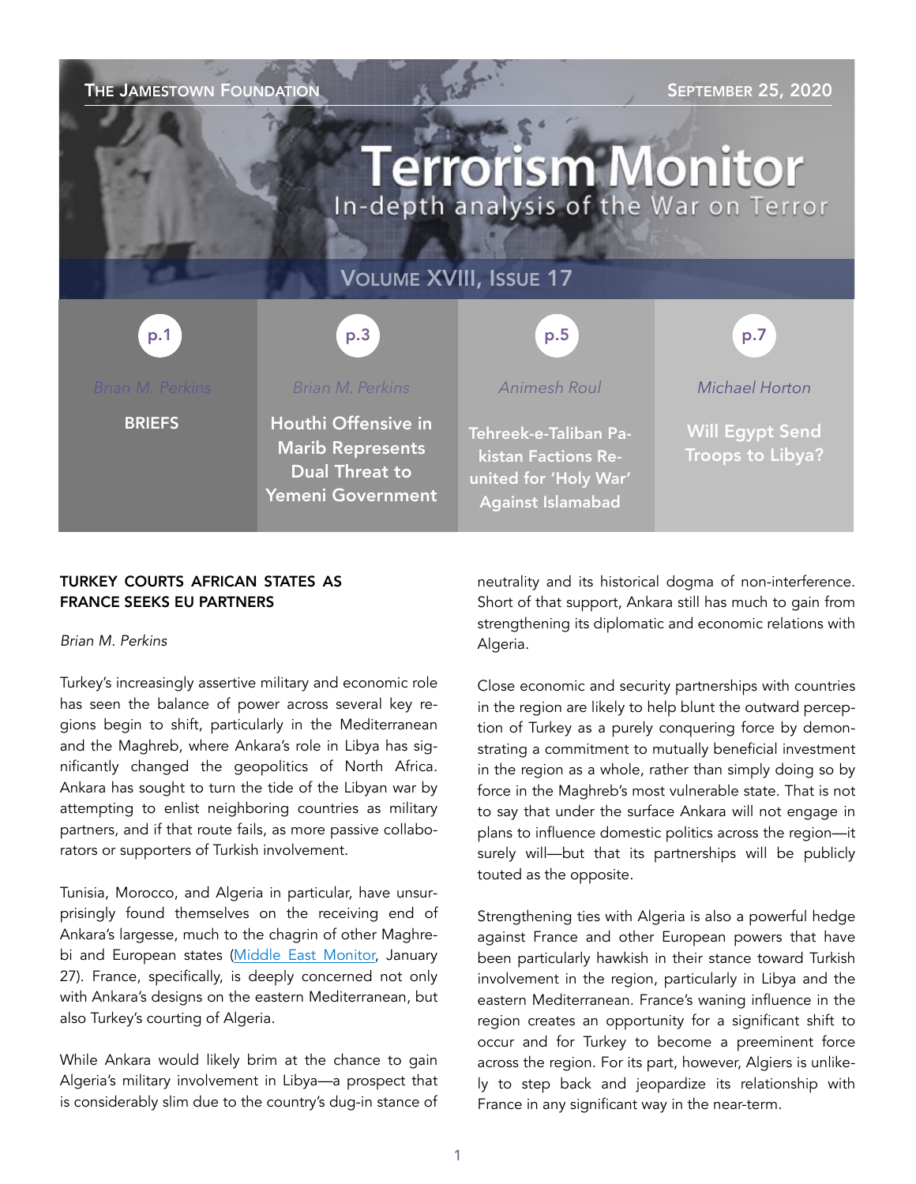THE JAMESTOWN FOUNDATION

SEPTEMBER 25, 2020

# Terrorism Monitor

In-depth analysis of the War on Terror

VOLUME XVIII, ISSUE 17

| p.1 | p.3 | p.5 | p.7 |
|---|---|---|---|
| Brian M. Perkins | Brian M. Perkins | Animesh Roul | Michael Horton |
| BRIEFS | Houthi Offensive in Marib Represents Dual Threat to Yemeni Government | Tehreek-e-Taliban Pakistan Factions Reunited for 'Holy War' Against Islamabad | Will Egypt Send Troops to Libya? |

## TURKEY COURTS AFRICAN STATES AS FRANCE SEEKS EU PARTNERS

*Brian M. Perkins*

Turkey's increasingly assertive military and economic role has seen the balance of power across several key regions begin to shift, particularly in the Mediterranean and the Maghreb, where Ankara's role in Libya has significantly changed the geopolitics of North Africa. Ankara has sought to turn the tide of the Libyan war by attempting to enlist neighboring countries as military partners, and if that route fails, as more passive collaborators or supporters of Turkish involvement.

Tunisia, Morocco, and Algeria in particular, have unsurprisingly found themselves on the receiving end of Ankara's largesse, much to the chagrin of other Maghrebi and European states (Middle East Monitor, January 27). France, specifically, is deeply concerned not only with Ankara's designs on the eastern Mediterranean, but also Turkey's courting of Algeria.

While Ankara would likely brim at the chance to gain Algeria's military involvement in Libya—a prospect that is considerably slim due to the country's dug-in stance of neutrality and its historical dogma of non-interference. Short of that support, Ankara still has much to gain from strengthening its diplomatic and economic relations with Algeria.

Close economic and security partnerships with countries in the region are likely to help blunt the outward perception of Turkey as a purely conquering force by demonstrating a commitment to mutually beneficial investment in the region as a whole, rather than simply doing so by force in the Maghreb's most vulnerable state. That is not to say that under the surface Ankara will not engage in plans to influence domestic politics across the region—it surely will—but that its partnerships will be publicly touted as the opposite.

Strengthening ties with Algeria is also a powerful hedge against France and other European powers that have been particularly hawkish in their stance toward Turkish involvement in the region, particularly in Libya and the eastern Mediterranean. France's waning influence in the region creates an opportunity for a significant shift to occur and for Turkey to become a preeminent force across the region. For its part, however, Algiers is unlikely to step back and jeopardize its relationship with France in any significant way in the near-term.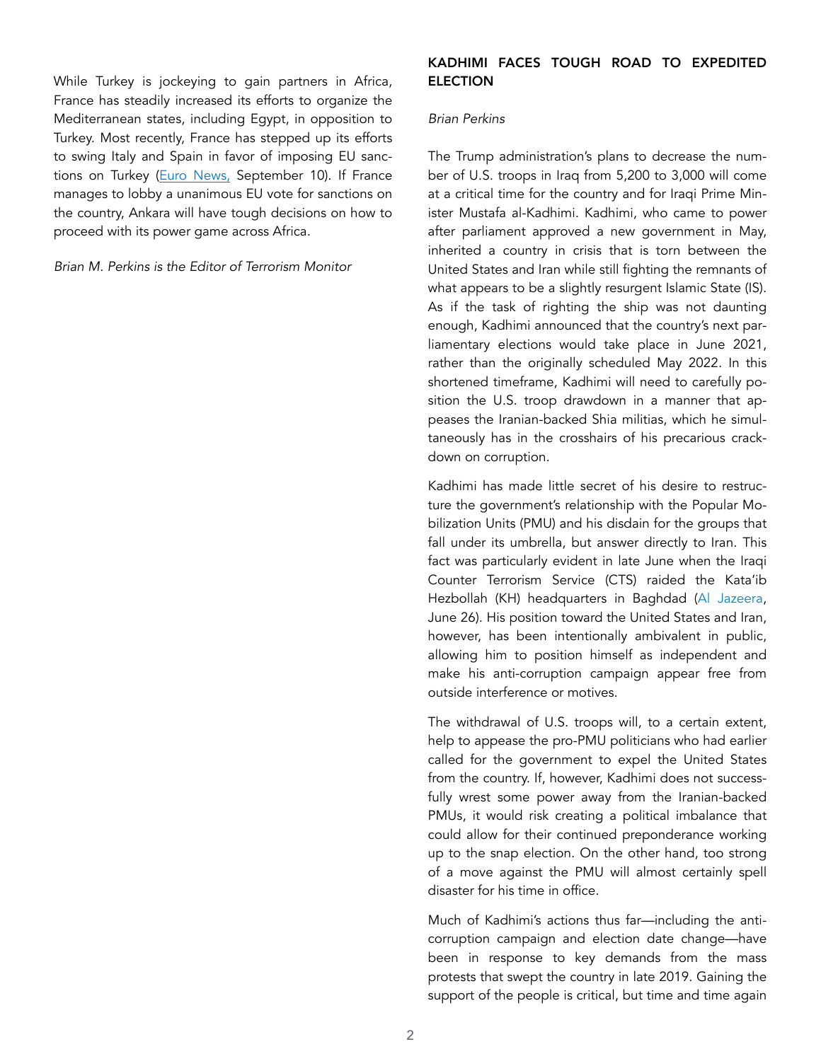While Turkey is jockeying to gain partners in Africa, France has steadily increased its efforts to organize the Mediterranean states, including Egypt, in opposition to Turkey. Most recently, France has stepped up its efforts to swing Italy and Spain in favor of imposing EU sanctions on Turkey (Euro News, September 10). If France manages to lobby a unanimous EU vote for sanctions on the country, Ankara will have tough decisions on how to proceed with its power game across Africa.

*Brian M. Perkins is the Editor of Terrorism Monitor*

## KADHIMI FACES TOUGH ROAD TO EXPEDITED ELECTION

*Brian Perkins*

The Trump administration's plans to decrease the number of U.S. troops in Iraq from 5,200 to 3,000 will come at a critical time for the country and for Iraqi Prime Minister Mustafa al-Kadhimi. Kadhimi, who came to power after parliament approved a new government in May, inherited a country in crisis that is torn between the United States and Iran while still fighting the remnants of what appears to be a slightly resurgent Islamic State (IS). As if the task of righting the ship was not daunting enough, Kadhimi announced that the country's next parliamentary elections would take place in June 2021, rather than the originally scheduled May 2022. In this shortened timeframe, Kadhimi will need to carefully position the U.S. troop drawdown in a manner that appeases the Iranian-backed Shia militias, which he simultaneously has in the crosshairs of his precarious crackdown on corruption.

Kadhimi has made little secret of his desire to restructure the government's relationship with the Popular Mobilization Units (PMU) and his disdain for the groups that fall under its umbrella, but answer directly to Iran. This fact was particularly evident in late June when the Iraqi Counter Terrorism Service (CTS) raided the Kata'ib Hezbollah (KH) headquarters in Baghdad (Al Jazeera, June 26). His position toward the United States and Iran, however, has been intentionally ambivalent in public, allowing him to position himself as independent and make his anti-corruption campaign appear free from outside interference or motives.

The withdrawal of U.S. troops will, to a certain extent, help to appease the pro-PMU politicians who had earlier called for the government to expel the United States from the country. If, however, Kadhimi does not successfully wrest some power away from the Iranian-backed PMUs, it would risk creating a political imbalance that could allow for their continued preponderance working up to the snap election. On the other hand, too strong of a move against the PMU will almost certainly spell disaster for his time in office.

Much of Kadhimi's actions thus far—including the anti-corruption campaign and election date change—have been in response to key demands from the mass protests that swept the country in late 2019. Gaining the support of the people is critical, but time and time again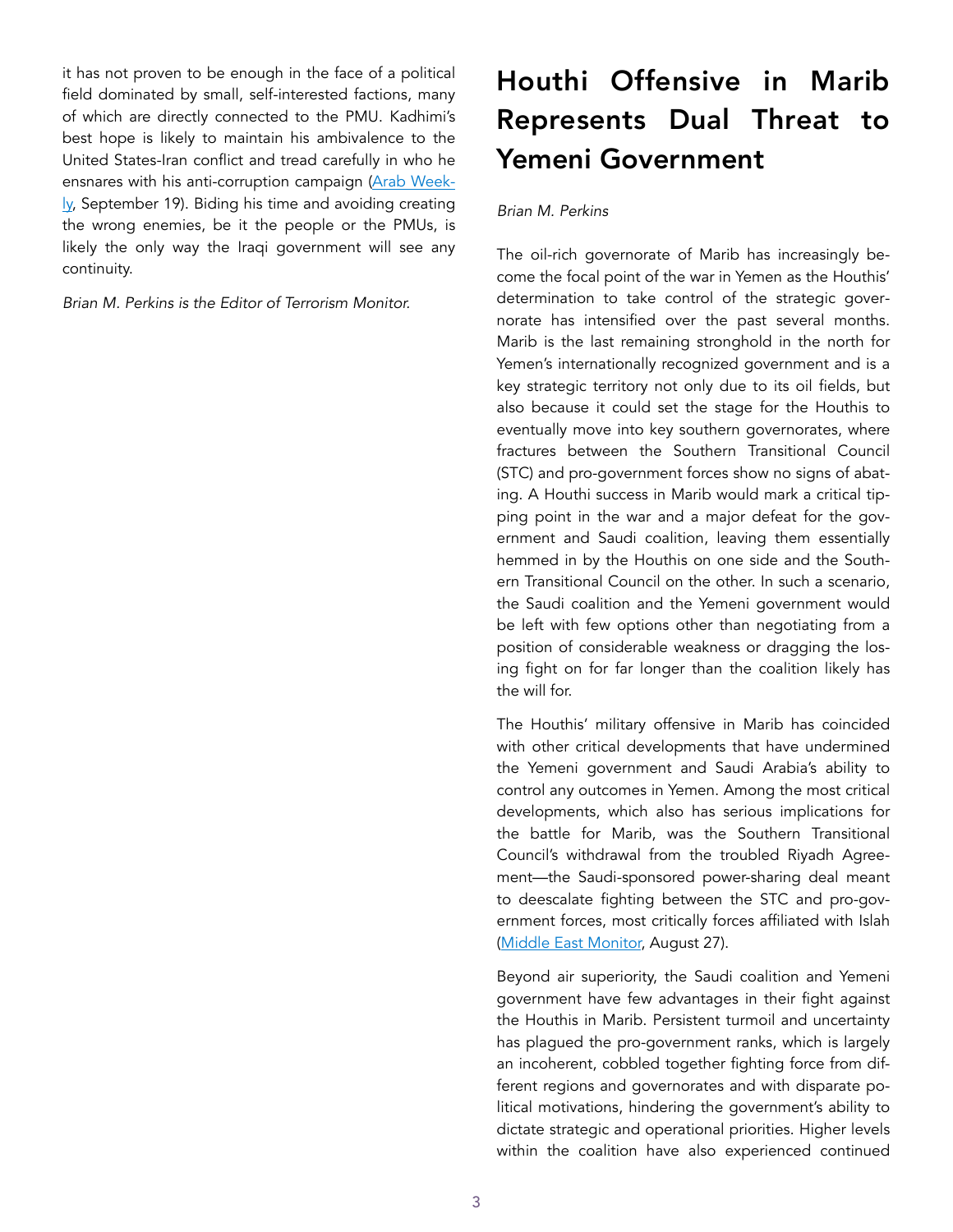it has not proven to be enough in the face of a political field dominated by small, self-interested factions, many of which are directly connected to the PMU. Kadhimi's best hope is likely to maintain his ambivalence to the United States-Iran conflict and tread carefully in who he ensnares with his anti-corruption campaign (Arab Weekly, September 19). Biding his time and avoiding creating the wrong enemies, be it the people or the PMUs, is likely the only way the Iraqi government will see any continuity.

*Brian M. Perkins is the Editor of Terrorism Monitor.*

# Houthi Offensive in Marib Represents Dual Threat to Yemeni Government

*Brian M. Perkins*

The oil-rich governorate of Marib has increasingly become the focal point of the war in Yemen as the Houthis' determination to take control of the strategic governorate has intensified over the past several months. Marib is the last remaining stronghold in the north for Yemen's internationally recognized government and is a key strategic territory not only due to its oil fields, but also because it could set the stage for the Houthis to eventually move into key southern governorates, where fractures between the Southern Transitional Council (STC) and pro-government forces show no signs of abating. A Houthi success in Marib would mark a critical tipping point in the war and a major defeat for the government and Saudi coalition, leaving them essentially hemmed in by the Houthis on one side and the Southern Transitional Council on the other. In such a scenario, the Saudi coalition and the Yemeni government would be left with few options other than negotiating from a position of considerable weakness or dragging the losing fight on for far longer than the coalition likely has the will for.

The Houthis' military offensive in Marib has coincided with other critical developments that have undermined the Yemeni government and Saudi Arabia's ability to control any outcomes in Yemen. Among the most critical developments, which also has serious implications for the battle for Marib, was the Southern Transitional Council's withdrawal from the troubled Riyadh Agreement—the Saudi-sponsored power-sharing deal meant to deescalate fighting between the STC and pro-government forces, most critically forces affiliated with Islah (Middle East Monitor, August 27).

Beyond air superiority, the Saudi coalition and Yemeni government have few advantages in their fight against the Houthis in Marib. Persistent turmoil and uncertainty has plagued the pro-government ranks, which is largely an incoherent, cobbled together fighting force from different regions and governorates and with disparate political motivations, hindering the government's ability to dictate strategic and operational priorities. Higher levels within the coalition have also experienced continued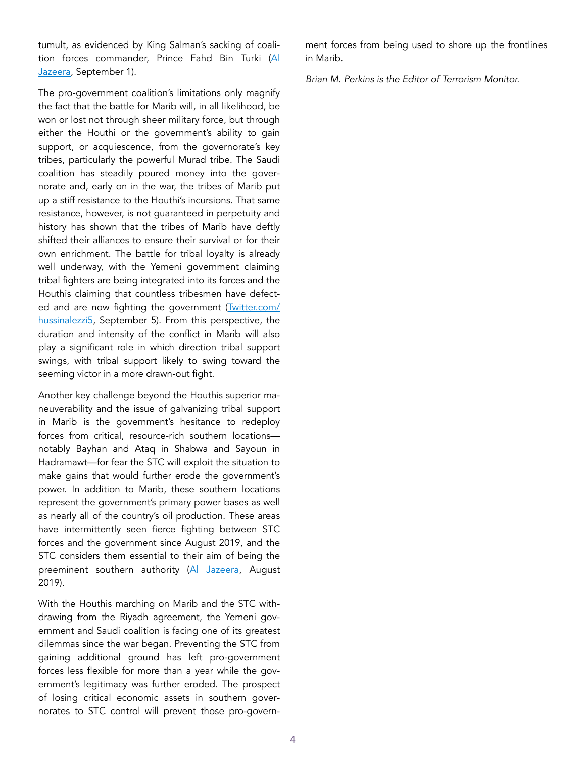tumult, as evidenced by King Salman's sacking of coalition forces commander, Prince Fahd Bin Turki (Al Jazeera, September 1).

The pro-government coalition's limitations only magnify the fact that the battle for Marib will, in all likelihood, be won or lost not through sheer military force, but through either the Houthi or the government's ability to gain support, or acquiescence, from the governorate's key tribes, particularly the powerful Murad tribe. The Saudi coalition has steadily poured money into the governorate and, early on in the war, the tribes of Marib put up a stiff resistance to the Houthi's incursions. That same resistance, however, is not guaranteed in perpetuity and history has shown that the tribes of Marib have deftly shifted their alliances to ensure their survival or for their own enrichment. The battle for tribal loyalty is already well underway, with the Yemeni government claiming tribal fighters are being integrated into its forces and the Houthis claiming that countless tribesmen have defected and are now fighting the government (Twitter.com/hussinalezzi5, September 5). From this perspective, the duration and intensity of the conflict in Marib will also play a significant role in which direction tribal support swings, with tribal support likely to swing toward the seeming victor in a more drawn-out fight.

Another key challenge beyond the Houthis superior maneuverability and the issue of galvanizing tribal support in Marib is the government's hesitance to redeploy forces from critical, resource-rich southern locations—notably Bayhan and Ataq in Shabwa and Sayoun in Hadramawt—for fear the STC will exploit the situation to make gains that would further erode the government's power. In addition to Marib, these southern locations represent the government's primary power bases as well as nearly all of the country's oil production. These areas have intermittently seen fierce fighting between STC forces and the government since August 2019, and the STC considers them essential to their aim of being the preeminent southern authority (Al Jazeera, August 2019).

With the Houthis marching on Marib and the STC withdrawing from the Riyadh agreement, the Yemeni government and Saudi coalition is facing one of its greatest dilemmas since the war began. Preventing the STC from gaining additional ground has left pro-government forces less flexible for more than a year while the government's legitimacy was further eroded. The prospect of losing critical economic assets in southern governorates to STC control will prevent those pro-government forces from being used to shore up the frontlines in Marib.

*Brian M. Perkins is the Editor of Terrorism Monitor.*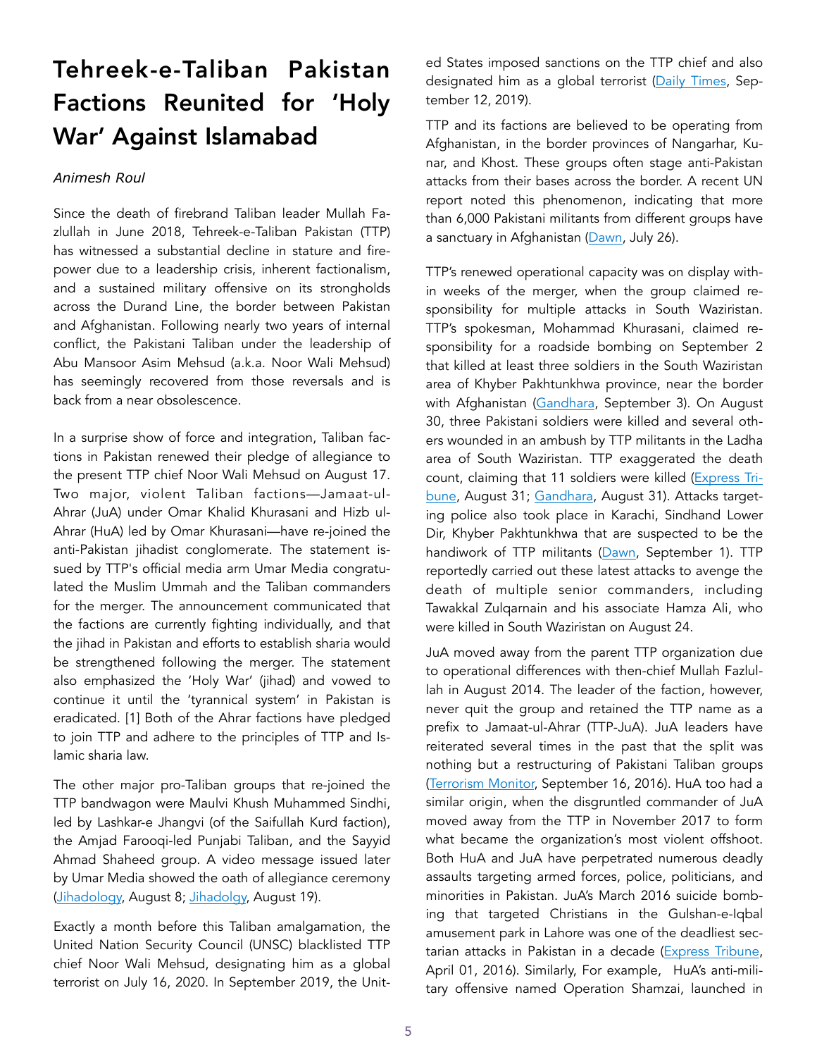# Tehreek-e-Taliban Pakistan Factions Reunited for 'Holy War' Against Islamabad

*Animesh Roul*

Since the death of firebrand Taliban leader Mullah Fazlullah in June 2018, Tehreek-e-Taliban Pakistan (TTP) has witnessed a substantial decline in stature and firepower due to a leadership crisis, inherent factionalism, and a sustained military offensive on its strongholds across the Durand Line, the border between Pakistan and Afghanistan. Following nearly two years of internal conflict, the Pakistani Taliban under the leadership of Abu Mansoor Asim Mehsud (a.k.a. Noor Wali Mehsud) has seemingly recovered from those reversals and is back from a near obsolescence.

In a surprise show of force and integration, Taliban factions in Pakistan renewed their pledge of allegiance to the present TTP chief Noor Wali Mehsud on August 17. Two major, violent Taliban factions—Jamaat-ul-Ahrar (JuA) under Omar Khalid Khurasani and Hizb ul-Ahrar (HuA) led by Omar Khurasani—have re-joined the anti-Pakistan jihadist conglomerate. The statement issued by TTP's official media arm Umar Media congratulated the Muslim Ummah and the Taliban commanders for the merger. The announcement communicated that the factions are currently fighting individually, and that the jihad in Pakistan and efforts to establish sharia would be strengthened following the merger. The statement also emphasized the 'Holy War' (jihad) and vowed to continue it until the 'tyrannical system' in Pakistan is eradicated. [1] Both of the Ahrar factions have pledged to join TTP and adhere to the principles of TTP and Islamic sharia law.

The other major pro-Taliban groups that re-joined the TTP bandwagon were Maulvi Khush Muhammed Sindhi, led by Lashkar-e Jhangvi (of the Saifullah Kurd faction), the Amjad Farooqi-led Punjabi Taliban, and the Sayyid Ahmad Shaheed group. A video message issued later by Umar Media showed the oath of allegiance ceremony (Jihadology, August 8; Jihadolgy, August 19).

Exactly a month before this Taliban amalgamation, the United Nation Security Council (UNSC) blacklisted TTP chief Noor Wali Mehsud, designating him as a global terrorist on July 16, 2020. In September 2019, the United States imposed sanctions on the TTP chief and also designated him as a global terrorist (Daily Times, September 12, 2019).

TTP and its factions are believed to be operating from Afghanistan, in the border provinces of Nangarhar, Kunar, and Khost. These groups often stage anti-Pakistan attacks from their bases across the border. A recent UN report noted this phenomenon, indicating that more than 6,000 Pakistani militants from different groups have a sanctuary in Afghanistan (Dawn, July 26).

TTP's renewed operational capacity was on display within weeks of the merger, when the group claimed responsibility for multiple attacks in South Waziristan. TTP's spokesman, Mohammad Khurasani, claimed responsibility for a roadside bombing on September 2 that killed at least three soldiers in the South Waziristan area of Khyber Pakhtunkhwa province, near the border with Afghanistan (Gandhara, September 3). On August 30, three Pakistani soldiers were killed and several others wounded in an ambush by TTP militants in the Ladha area of South Waziristan. TTP exaggerated the death count, claiming that 11 soldiers were killed (Express Tribune, August 31; Gandhara, August 31). Attacks targeting police also took place in Karachi, Sindhand Lower Dir, Khyber Pakhtunkhwa that are suspected to be the handiwork of TTP militants (Dawn, September 1). TTP reportedly carried out these latest attacks to avenge the death of multiple senior commanders, including Tawakkal Zulqarnain and his associate Hamza Ali, who were killed in South Waziristan on August 24.

JuA moved away from the parent TTP organization due to operational differences with then-chief Mullah Fazlullah in August 2014. The leader of the faction, however, never quit the group and retained the TTP name as a prefix to Jamaat-ul-Ahrar (TTP-JuA). JuA leaders have reiterated several times in the past that the split was nothing but a restructuring of Pakistani Taliban groups (Terrorism Monitor, September 16, 2016). HuA too had a similar origin, when the disgruntled commander of JuA moved away from the TTP in November 2017 to form what became the organization's most violent offshoot. Both HuA and JuA have perpetrated numerous deadly assaults targeting armed forces, police, politicians, and minorities in Pakistan. JuA's March 2016 suicide bombing that targeted Christians in the Gulshan-e-Iqbal amusement park in Lahore was one of the deadliest sectarian attacks in Pakistan in a decade (Express Tribune, April 01, 2016). Similarly, For example, HuA's anti-military offensive named Operation Shamzai, launched in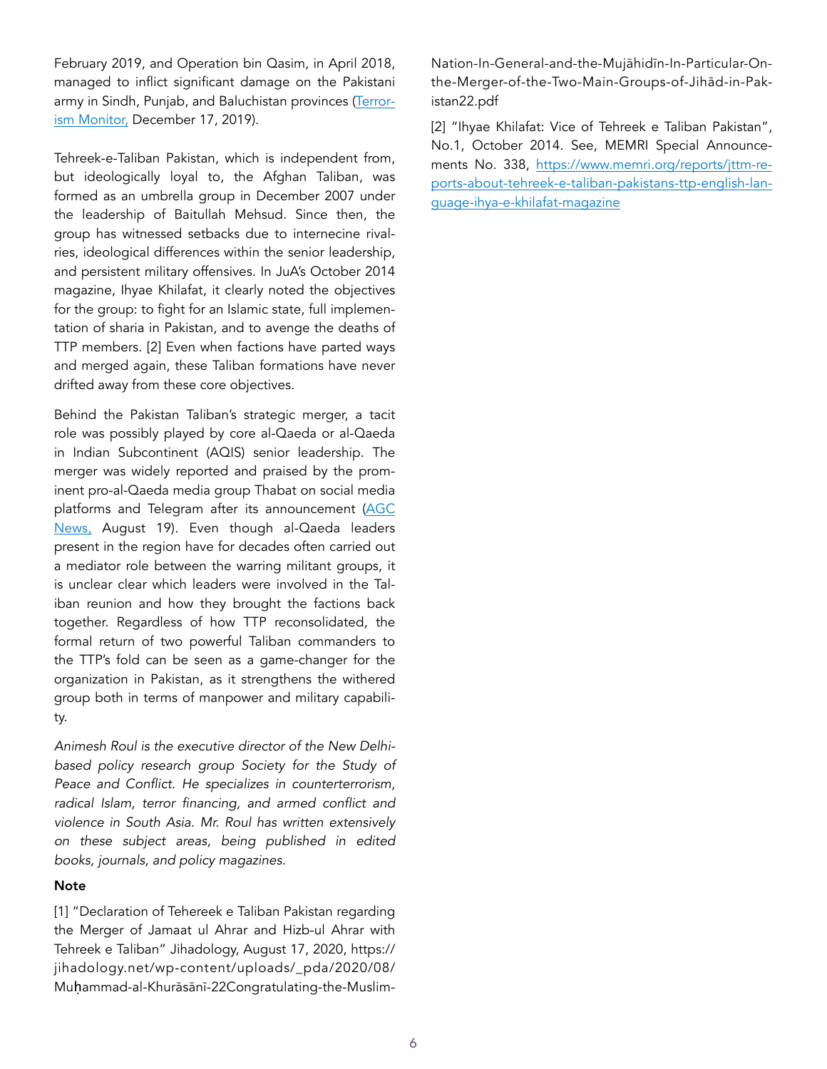February 2019, and Operation bin Qasim, in April 2018, managed to inflict significant damage on the Pakistani army in Sindh, Punjab, and Baluchistan provinces (Terrorism Monitor, December 17, 2019).

Tehreek-e-Taliban Pakistan, which is independent from, but ideologically loyal to, the Afghan Taliban, was formed as an umbrella group in December 2007 under the leadership of Baitullah Mehsud. Since then, the group has witnessed setbacks due to internecine rivalries, ideological differences within the senior leadership, and persistent military offensives. In JuA's October 2014 magazine, Ihyae Khilafat, it clearly noted the objectives for the group: to fight for an Islamic state, full implementation of sharia in Pakistan, and to avenge the deaths of TTP members. [2] Even when factions have parted ways and merged again, these Taliban formations have never drifted away from these core objectives.

Behind the Pakistan Taliban's strategic merger, a tacit role was possibly played by core al-Qaeda or al-Qaeda in Indian Subcontinent (AQIS) senior leadership. The merger was widely reported and praised by the prominent pro-al-Qaeda media group Thabat on social media platforms and Telegram after its announcement (AGC News, August 19). Even though al-Qaeda leaders present in the region have for decades often carried out a mediator role between the warring militant groups, it is unclear clear which leaders were involved in the Taliban reunion and how they brought the factions back together. Regardless of how TTP reconsolidated, the formal return of two powerful Taliban commanders to the TTP's fold can be seen as a game-changer for the organization in Pakistan, as it strengthens the withered group both in terms of manpower and military capability.

*Animesh Roul is the executive director of the New Delhi-based policy research group Society for the Study of Peace and Conflict. He specializes in counterterrorism, radical Islam, terror financing, and armed conflict and violence in South Asia. Mr. Roul has written extensively on these subject areas, being published in edited books, journals, and policy magazines.*

**Note**

[1] "Declaration of Tehereek e Taliban Pakistan regarding the Merger of Jamaat ul Ahrar and Hizb-ul Ahrar with Tehreek e Taliban" Jihadology, August 17, 2020, https://jihadology.net/wp-content/uploads/_pda/2020/08/Muḥammad-al-Khurāsānī-22Congratulating-the-Muslim-Nation-In-General-and-the-Mujāhidīn-In-Particular-On-the-Merger-of-the-Two-Main-Groups-of-Jihād-in-Pakistan22.pdf

[2] "Ihyae Khilafat: Vice of Tehreek e Taliban Pakistan", No.1, October 2014. See, MEMRI Special Announcements No. 338, https://www.memri.org/reports/jttm-reports-about-tehreek-e-taliban-pakistans-ttp-english-language-ihya-e-khilafat-magazine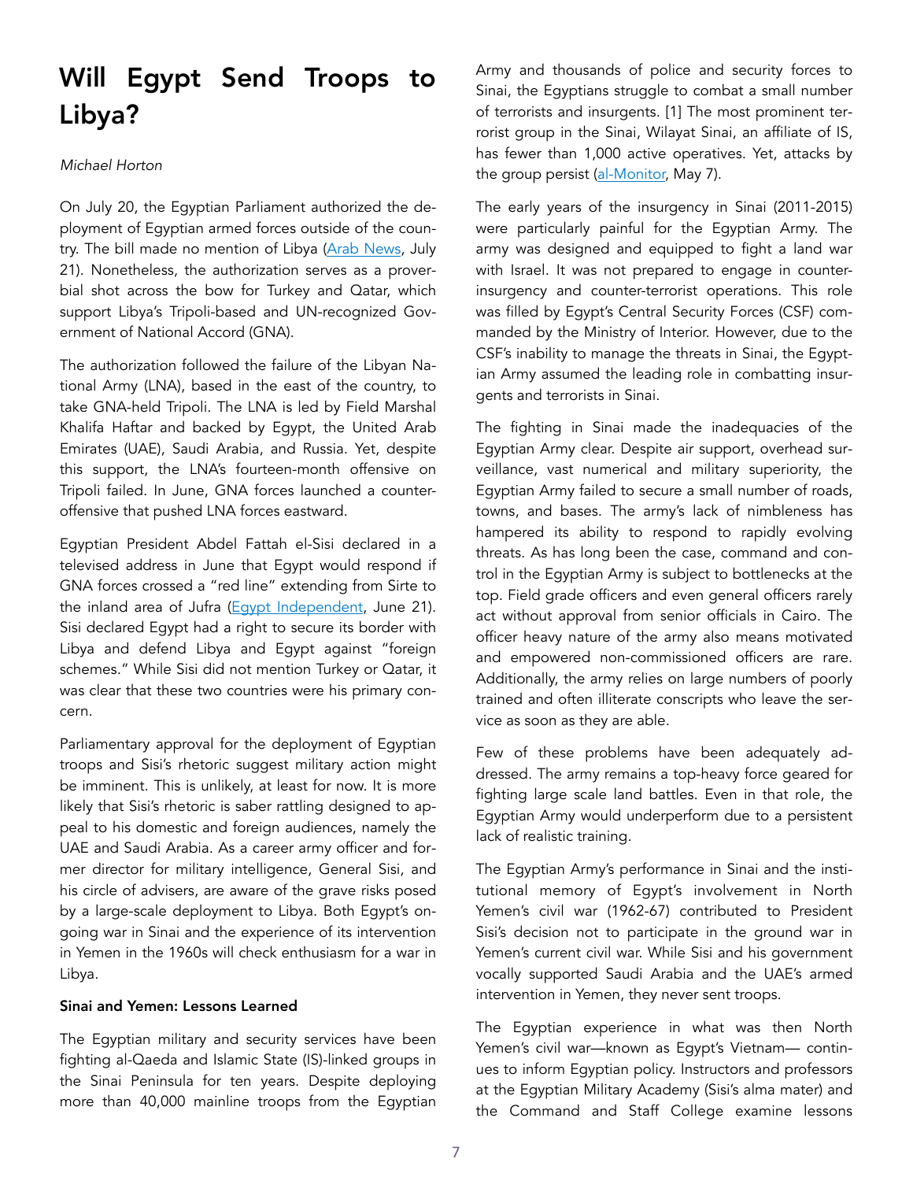# Will Egypt Send Troops to Libya?

*Michael Horton*

On July 20, the Egyptian Parliament authorized the deployment of Egyptian armed forces outside of the country. The bill made no mention of Libya (Arab News, July 21). Nonetheless, the authorization serves as a proverbial shot across the bow for Turkey and Qatar, which support Libya's Tripoli-based and UN-recognized Government of National Accord (GNA).

The authorization followed the failure of the Libyan National Army (LNA), based in the east of the country, to take GNA-held Tripoli. The LNA is led by Field Marshal Khalifa Haftar and backed by Egypt, the United Arab Emirates (UAE), Saudi Arabia, and Russia. Yet, despite this support, the LNA's fourteen-month offensive on Tripoli failed. In June, GNA forces launched a counter-offensive that pushed LNA forces eastward.

Egyptian President Abdel Fattah el-Sisi declared in a televised address in June that Egypt would respond if GNA forces crossed a "red line" extending from Sirte to the inland area of Jufra (Egypt Independent, June 21). Sisi declared Egypt had a right to secure its border with Libya and defend Libya and Egypt against "foreign schemes." While Sisi did not mention Turkey or Qatar, it was clear that these two countries were his primary concern.

Parliamentary approval for the deployment of Egyptian troops and Sisi's rhetoric suggest military action might be imminent. This is unlikely, at least for now. It is more likely that Sisi's rhetoric is saber rattling designed to appeal to his domestic and foreign audiences, namely the UAE and Saudi Arabia. As a career army officer and former director for military intelligence, General Sisi, and his circle of advisers, are aware of the grave risks posed by a large-scale deployment to Libya. Both Egypt's ongoing war in Sinai and the experience of its intervention in Yemen in the 1960s will check enthusiasm for a war in Libya.

**Sinai and Yemen: Lessons Learned**

The Egyptian military and security services have been fighting al-Qaeda and Islamic State (IS)-linked groups in the Sinai Peninsula for ten years. Despite deploying more than 40,000 mainline troops from the Egyptian Army and thousands of police and security forces to Sinai, the Egyptians struggle to combat a small number of terrorists and insurgents. [1] The most prominent terrorist group in the Sinai, Wilayat Sinai, an affiliate of IS, has fewer than 1,000 active operatives. Yet, attacks by the group persist (al-Monitor, May 7).

The early years of the insurgency in Sinai (2011-2015) were particularly painful for the Egyptian Army. The army was designed and equipped to fight a land war with Israel. It was not prepared to engage in counterinsurgency and counter-terrorist operations. This role was filled by Egypt's Central Security Forces (CSF) commanded by the Ministry of Interior. However, due to the CSF's inability to manage the threats in Sinai, the Egyptian Army assumed the leading role in combatting insurgents and terrorists in Sinai.

The fighting in Sinai made the inadequacies of the Egyptian Army clear. Despite air support, overhead surveillance, vast numerical and military superiority, the Egyptian Army failed to secure a small number of roads, towns, and bases. The army's lack of nimbleness has hampered its ability to respond to rapidly evolving threats. As has long been the case, command and control in the Egyptian Army is subject to bottlenecks at the top. Field grade officers and even general officers rarely act without approval from senior officials in Cairo. The officer heavy nature of the army also means motivated and empowered non-commissioned officers are rare. Additionally, the army relies on large numbers of poorly trained and often illiterate conscripts who leave the service as soon as they are able.

Few of these problems have been adequately addressed. The army remains a top-heavy force geared for fighting large scale land battles. Even in that role, the Egyptian Army would underperform due to a persistent lack of realistic training.

The Egyptian Army's performance in Sinai and the institutional memory of Egypt's involvement in North Yemen's civil war (1962-67) contributed to President Sisi's decision not to participate in the ground war in Yemen's current civil war. While Sisi and his government vocally supported Saudi Arabia and the UAE's armed intervention in Yemen, they never sent troops.

The Egyptian experience in what was then North Yemen's civil war—known as Egypt's Vietnam— continues to inform Egyptian policy. Instructors and professors at the Egyptian Military Academy (Sisi's alma mater) and the Command and Staff College examine lessons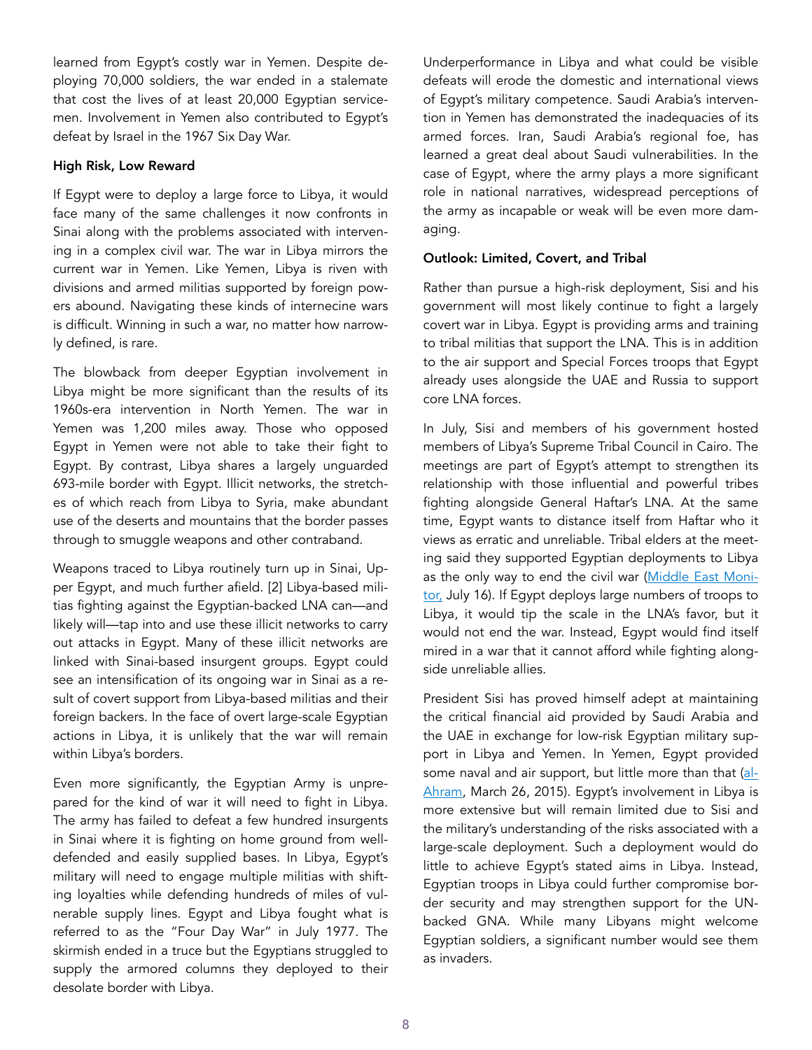learned from Egypt's costly war in Yemen. Despite deploying 70,000 soldiers, the war ended in a stalemate that cost the lives of at least 20,000 Egyptian servicemen. Involvement in Yemen also contributed to Egypt's defeat by Israel in the 1967 Six Day War.

**High Risk, Low Reward**

If Egypt were to deploy a large force to Libya, it would face many of the same challenges it now confronts in Sinai along with the problems associated with intervening in a complex civil war. The war in Libya mirrors the current war in Yemen. Like Yemen, Libya is riven with divisions and armed militias supported by foreign powers abound. Navigating these kinds of internecine wars is difficult. Winning in such a war, no matter how narrowly defined, is rare.

The blowback from deeper Egyptian involvement in Libya might be more significant than the results of its 1960s-era intervention in North Yemen. The war in Yemen was 1,200 miles away. Those who opposed Egypt in Yemen were not able to take their fight to Egypt. By contrast, Libya shares a largely unguarded 693-mile border with Egypt. Illicit networks, the stretches of which reach from Libya to Syria, make abundant use of the deserts and mountains that the border passes through to smuggle weapons and other contraband.

Weapons traced to Libya routinely turn up in Sinai, Upper Egypt, and much further afield. [2] Libya-based militias fighting against the Egyptian-backed LNA can—and likely will—tap into and use these illicit networks to carry out attacks in Egypt. Many of these illicit networks are linked with Sinai-based insurgent groups. Egypt could see an intensification of its ongoing war in Sinai as a result of covert support from Libya-based militias and their foreign backers. In the face of overt large-scale Egyptian actions in Libya, it is unlikely that the war will remain within Libya's borders.

Even more significantly, the Egyptian Army is unprepared for the kind of war it will need to fight in Libya. The army has failed to defeat a few hundred insurgents in Sinai where it is fighting on home ground from well-defended and easily supplied bases. In Libya, Egypt's military will need to engage multiple militias with shifting loyalties while defending hundreds of miles of vulnerable supply lines. Egypt and Libya fought what is referred to as the "Four Day War" in July 1977. The skirmish ended in a truce but the Egyptians struggled to supply the armored columns they deployed to their desolate border with Libya.

Underperformance in Libya and what could be visible defeats will erode the domestic and international views of Egypt's military competence. Saudi Arabia's intervention in Yemen has demonstrated the inadequacies of its armed forces. Iran, Saudi Arabia's regional foe, has learned a great deal about Saudi vulnerabilities. In the case of Egypt, where the army plays a more significant role in national narratives, widespread perceptions of the army as incapable or weak will be even more damaging.

**Outlook: Limited, Covert, and Tribal**

Rather than pursue a high-risk deployment, Sisi and his government will most likely continue to fight a largely covert war in Libya. Egypt is providing arms and training to tribal militias that support the LNA. This is in addition to the air support and Special Forces troops that Egypt already uses alongside the UAE and Russia to support core LNA forces.

In July, Sisi and members of his government hosted members of Libya's Supreme Tribal Council in Cairo. The meetings are part of Egypt's attempt to strengthen its relationship with those influential and powerful tribes fighting alongside General Haftar's LNA. At the same time, Egypt wants to distance itself from Haftar who it views as erratic and unreliable. Tribal elders at the meeting said they supported Egyptian deployments to Libya as the only way to end the civil war (Middle East Monitor, July 16). If Egypt deploys large numbers of troops to Libya, it would tip the scale in the LNA's favor, but it would not end the war. Instead, Egypt would find itself mired in a war that it cannot afford while fighting alongside unreliable allies.

President Sisi has proved himself adept at maintaining the critical financial aid provided by Saudi Arabia and the UAE in exchange for low-risk Egyptian military support in Libya and Yemen. In Yemen, Egypt provided some naval and air support, but little more than that (al-Ahram, March 26, 2015). Egypt's involvement in Libya is more extensive but will remain limited due to Sisi and the military's understanding of the risks associated with a large-scale deployment. Such a deployment would do little to achieve Egypt's stated aims in Libya. Instead, Egyptian troops in Libya could further compromise border security and may strengthen support for the UN-backed GNA. While many Libyans might welcome Egyptian soldiers, a significant number would see them as invaders.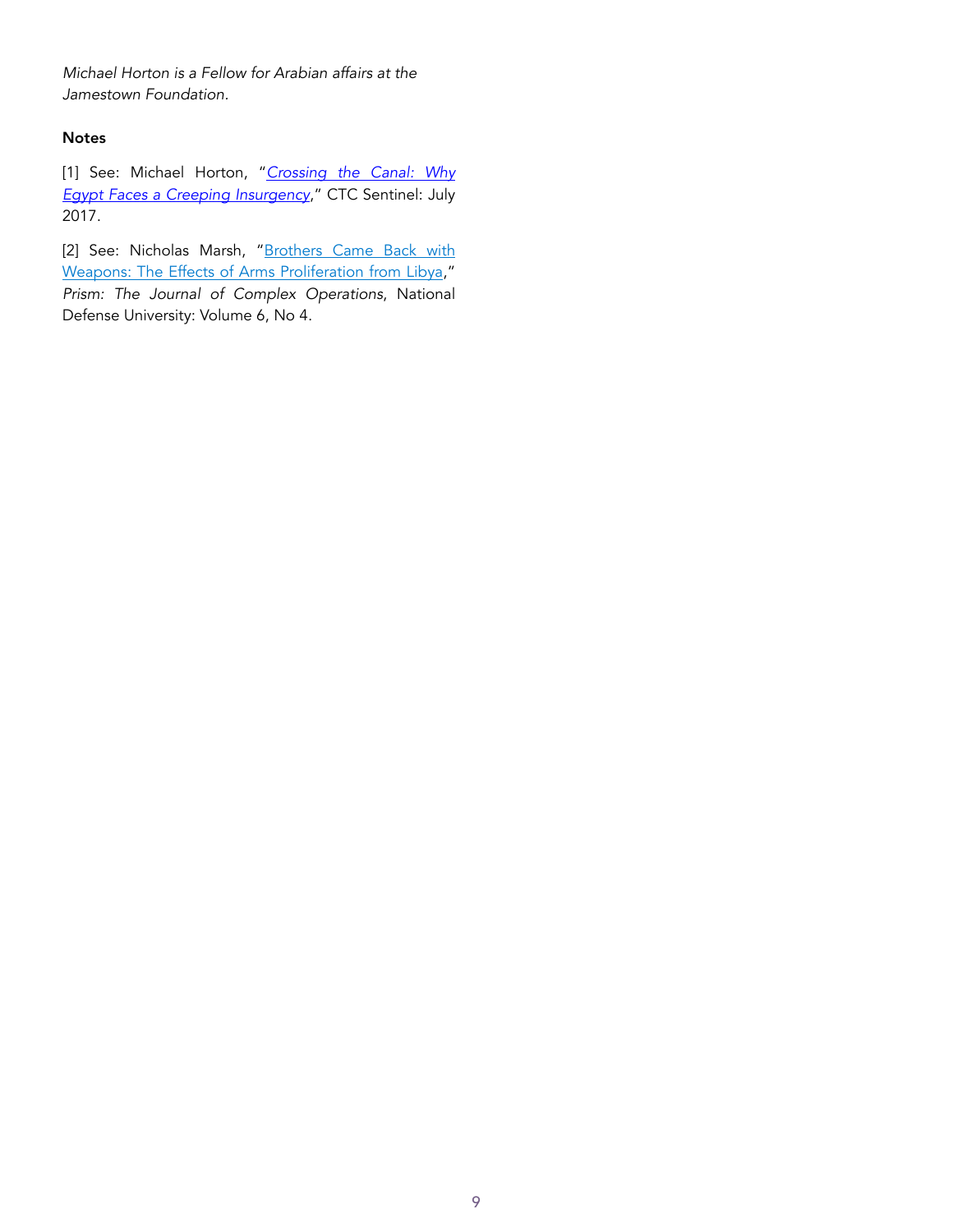*Michael Horton is a Fellow for Arabian affairs at the Jamestown Foundation.*

**Notes**

[1] See: Michael Horton, "*Crossing the Canal: Why Egypt Faces a Creeping Insurgency*," CTC Sentinel: July 2017.

[2] See: Nicholas Marsh, "Brothers Came Back with Weapons: The Effects of Arms Proliferation from Libya," *Prism: The Journal of Complex Operations*, National Defense University: Volume 6, No 4.